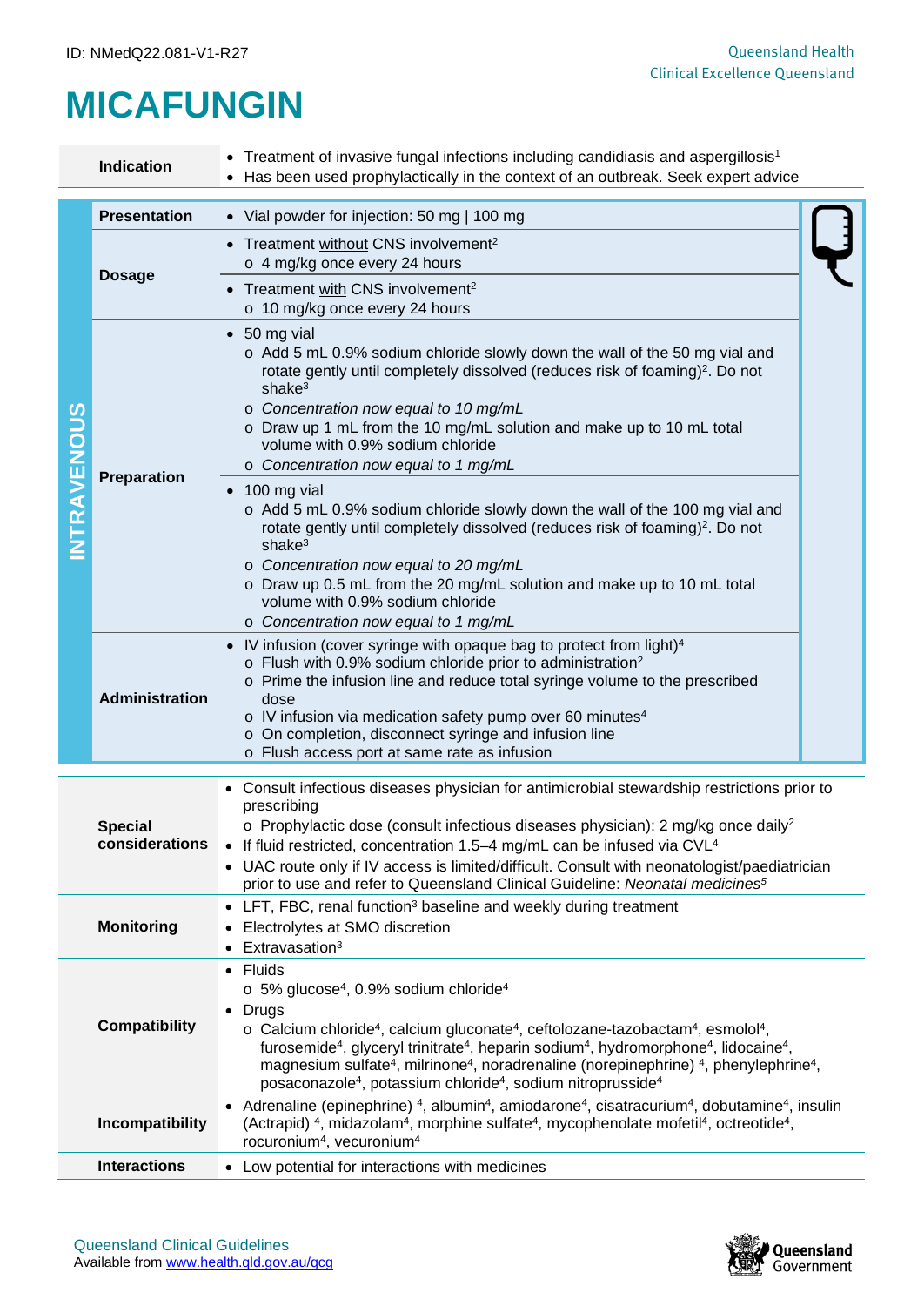ID: NMedQ22.081-V1-R27

# MICAFUNGIN

| | |
|---|---|
| **Indication** | • Treatment of invasive fungal infections including candidiasis and aspergillosis[1]<br>• Has been used prophylactically in the context of an outbreak. Seek expert advice |

**INTRAVENOUS**

| | |
|---|---|
| **Presentation** | • Vial powder for injection: 50 mg \| 100 mg |
| **Dosage** | • Treatment without CNS involvement[2]<br>  o 4 mg/kg once every 24 hours<br>• Treatment with CNS involvement[2]<br>  o 10 mg/kg once every 24 hours |
| **Preparation** | • 50 mg vial<br>  o Add 5 mL 0.9% sodium chloride slowly down the wall of the 50 mg vial and rotate gently until completely dissolved (reduces risk of foaming)[2]. Do not shake[3]<br>  o *Concentration now equal to 10 mg/mL*<br>  o Draw up 1 mL from the 10 mg/mL solution and make up to 10 mL total volume with 0.9% sodium chloride<br>  o *Concentration now equal to 1 mg/mL*<br>• 100 mg vial<br>  o Add 5 mL 0.9% sodium chloride slowly down the wall of the 100 mg vial and rotate gently until completely dissolved (reduces risk of foaming)[2]. Do not shake[3]<br>  o *Concentration now equal to 20 mg/mL*<br>  o Draw up 0.5 mL from the 20 mg/mL solution and make up to 10 mL total volume with 0.9% sodium chloride<br>  o *Concentration now equal to 1 mg/mL* |
| **Administration** | • IV infusion (cover syringe with opaque bag to protect from light)[4]<br>  o Flush with 0.9% sodium chloride prior to administration[2]<br>  o Prime the infusion line and reduce total syringe volume to the prescribed dose<br>  o IV infusion via medication safety pump over 60 minutes[4]<br>  o On completion, disconnect syringe and infusion line<br>  o Flush access port at same rate as infusion |

| | |
|---|---|
| **Special considerations** | • Consult infectious diseases physician for antimicrobial stewardship restrictions prior to prescribing<br>  o Prophylactic dose (consult infectious diseases physician): 2 mg/kg once daily[2]<br>• If fluid restricted, concentration 1.5–4 mg/mL can be infused via CVL[4]<br>• UAC route only if IV access is limited/difficult. Consult with neonatologist/paediatrician prior to use and refer to Queensland Clinical Guideline: *Neonatal medicines*[5] |
| **Monitoring** | • LFT, FBC, renal function[3] baseline and weekly during treatment<br>• Electrolytes at SMO discretion<br>• Extravasation[3] |
| **Compatibility** | • Fluids<br>  o 5% glucose[4], 0.9% sodium chloride[4]<br>• Drugs<br>  o Calcium chloride[4], calcium gluconate[4], ceftolozane-tazobactam[4], esmolol[4], furosemide[4], glyceryl trinitrate[4], heparin sodium[4], hydromorphone[4], lidocaine[4], magnesium sulfate[4], milrinone[4], noradrenaline (norepinephrine)[4], phenylephrine[4], posaconazole[4], potassium chloride[4], sodium nitroprusside[4] |
| **Incompatibility** | • Adrenaline (epinephrine)[4], albumin[4], amiodarone[4], cisatracurium[4], dobutamine[4], insulin (Actrapid)[4], midazolam[4], morphine sulfate[4], mycophenolate mofetil[4], octreotide[4], rocuronium[4], vecuronium[4] |
| **Interactions** | • Low potential for interactions with medicines |

Queensland Clinical Guidelines
Available from www.health.qld.gov.au/qcg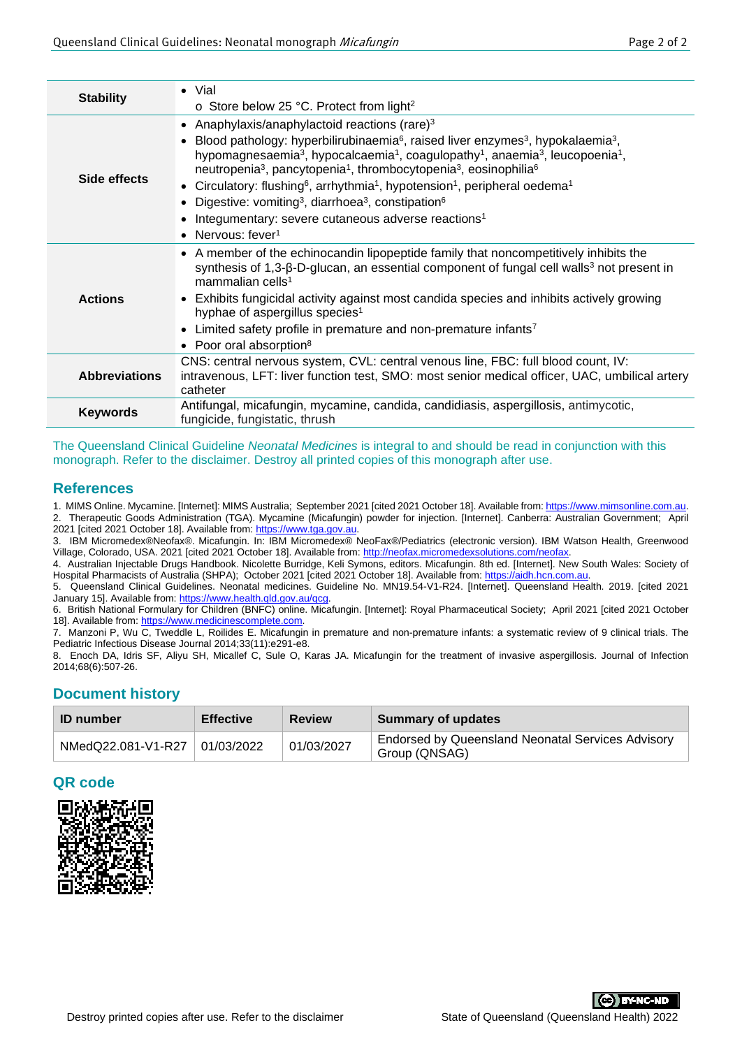| | |
|---|---|
| **Stability** | • Vial<br>o Store below 25 °C. Protect from light[2] |
| **Side effects** | • Anaphylaxis/anaphylactoid reactions (rare)[3]<br>• Blood pathology: hyperbilirubinaemia[6], raised liver enzymes[3], hypokalaemia[3], hypomagnesaemia[3], hypocalcaemia[1], coagulopathy[1], anaemia[3], leucopoenia[1], neutropenia[3], pancytopenia[1], thrombocytopenia[3], eosinophilia[6]<br>• Circulatory: flushing[6], arrhythmia[1], hypotension[1], peripheral oedema[1]<br>• Digestive: vomiting[3], diarrhoea[3], constipation[6]<br>• Integumentary: severe cutaneous adverse reactions[1]<br>• Nervous: fever[1] |
| **Actions** | • A member of the echinocandin lipopeptide family that noncompetitively inhibits the synthesis of 1,3-β-D-glucan, an essential component of fungal cell walls[3] not present in mammalian cells[1]<br>• Exhibits fungicidal activity against most candida species and inhibits actively growing hyphae of aspergillus species[1]<br>• Limited safety profile in premature and non-premature infants[7]<br>• Poor oral absorption[8] |
| **Abbreviations** | CNS: central nervous system, CVL: central venous line, FBC: full blood count, IV: intravenous, LFT: liver function test, SMO: most senior medical officer, UAC, umbilical artery catheter |
| **Keywords** | Antifungal, micafungin, mycamine, candida, candidiasis, aspergillosis, antimycotic, fungicide, fungistatic, thrush |

The Queensland Clinical Guideline *Neonatal Medicines* is integral to and should be read in conjunction with this monograph. Refer to the disclaimer. Destroy all printed copies of this monograph after use.

## References

1. MIMS Online. Mycamine. [Internet]: MIMS Australia; September 2021 [cited 2021 October 18]. Available from: https://www.mimsonline.com.au.
2. Therapeutic Goods Administration (TGA). Mycamine (Micafungin) powder for injection. [Internet]. Canberra: Australian Government; April 2021 [cited 2021 October 18]. Available from: https://www.tga.gov.au.
3. IBM Micromedex®Neofax®. Micafungin. In: IBM Micromedex® NeoFax®/Pediatrics (electronic version). IBM Watson Health, Greenwood Village, Colorado, USA. 2021 [cited 2021 October 18]. Available from: http://neofax.micromedexsolutions.com/neofax.
4. Australian Injectable Drugs Handbook. Nicolette Burridge, Keli Symons, editors. Micafungin. 8th ed. [Internet]. New South Wales: Society of Hospital Pharmacists of Australia (SHPA); October 2021 [cited 2021 October 18]. Available from: https://aidh.hcn.com.au.
5. Queensland Clinical Guidelines. Neonatal medicines. Guideline No. MN19.54-V1-R24. [Internet]. Queensland Health. 2019. [cited 2021 January 15]. Available from: https://www.health.qld.gov.au/qcg.
6. British National Formulary for Children (BNFC) online. Micafungin. [Internet]: Royal Pharmaceutical Society; April 2021 [cited 2021 October 18]. Available from: https://www.medicinescomplete.com.
7. Manzoni P, Wu C, Tweddle L, Roilides E. Micafungin in premature and non-premature infants: a systematic review of 9 clinical trials. The Pediatric Infectious Disease Journal 2014;33(11):e291-e8.
8. Enoch DA, Idris SF, Aliyu SH, Micallef C, Sule O, Karas JA. Micafungin for the treatment of invasive aspergillosis. Journal of Infection 2014;68(6):507-26.

## Document history

| ID number | Effective | Review | Summary of updates |
|---|---|---|---|
| NMedQ22.081-V1-R27 | 01/03/2022 | 01/03/2027 | Endorsed by Queensland Neonatal Services Advisory Group (QNSAG) |

## QR code

Destroy printed copies after use. Refer to the disclaimer

State of Queensland (Queensland Health) 2022